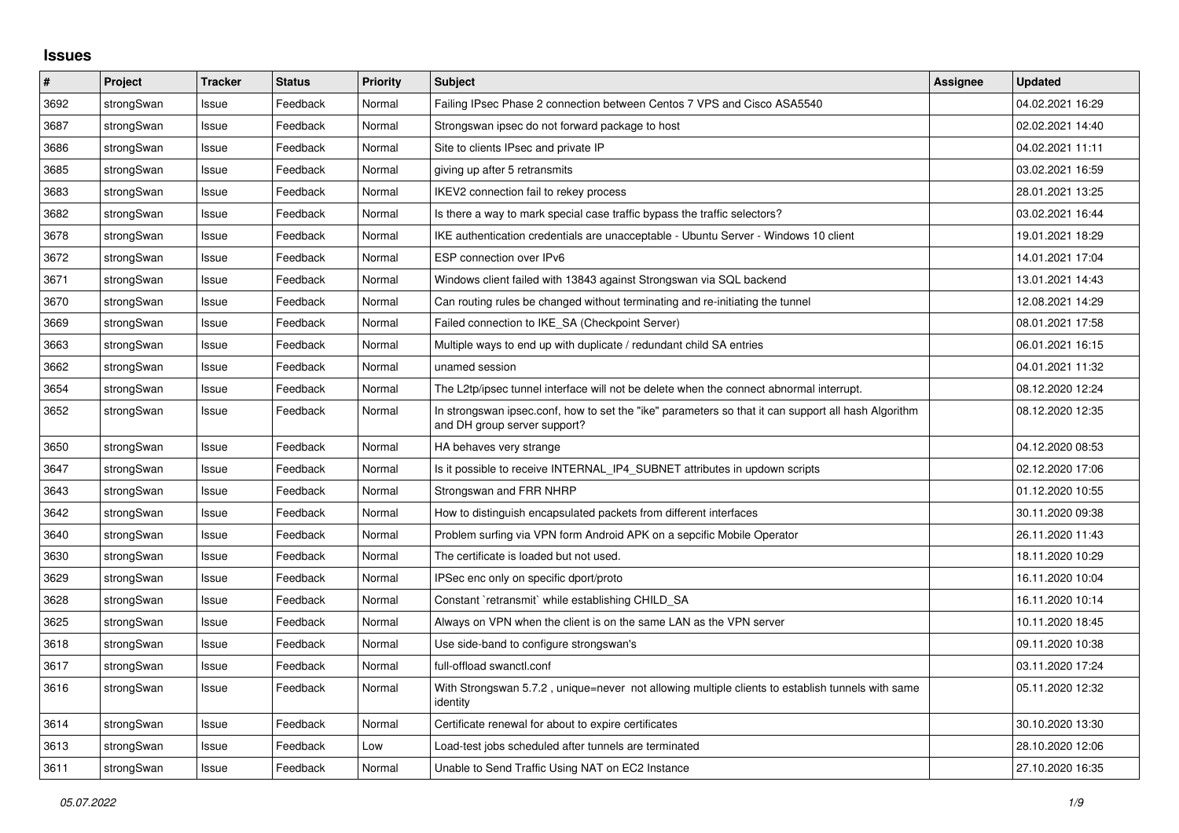# Issues

| # | Project | Tracker | Status | Priority | Subject | Assignee | Updated |
|---|---|---|---|---|---|---|---|
| 3692 | strongSwan | Issue | Feedback | Normal | Failing IPsec Phase 2 connection between Centos 7 VPS and Cisco ASA5540 | | 04.02.2021 16:29 |
| 3687 | strongSwan | Issue | Feedback | Normal | Strongswan ipsec do not forward package to host | | 02.02.2021 14:40 |
| 3686 | strongSwan | Issue | Feedback | Normal | Site to clients IPsec and private IP | | 04.02.2021 11:11 |
| 3685 | strongSwan | Issue | Feedback | Normal | giving up after 5 retransmits | | 03.02.2021 16:59 |
| 3683 | strongSwan | Issue | Feedback | Normal | IKEV2 connection fail to rekey process | | 28.01.2021 13:25 |
| 3682 | strongSwan | Issue | Feedback | Normal | Is there a way to mark special case traffic bypass the traffic selectors? | | 03.02.2021 16:44 |
| 3678 | strongSwan | Issue | Feedback | Normal | IKE authentication credentials are unacceptable - Ubuntu Server - Windows 10 client | | 19.01.2021 18:29 |
| 3672 | strongSwan | Issue | Feedback | Normal | ESP connection over IPv6 | | 14.01.2021 17:04 |
| 3671 | strongSwan | Issue | Feedback | Normal | Windows client failed with 13843 against Strongswan via SQL backend | | 13.01.2021 14:43 |
| 3670 | strongSwan | Issue | Feedback | Normal | Can routing rules be changed without terminating and re-initiating the tunnel | | 12.08.2021 14:29 |
| 3669 | strongSwan | Issue | Feedback | Normal | Failed connection to IKE_SA (Checkpoint Server) | | 08.01.2021 17:58 |
| 3663 | strongSwan | Issue | Feedback | Normal | Multiple ways to end up with duplicate / redundant child SA entries | | 06.01.2021 16:15 |
| 3662 | strongSwan | Issue | Feedback | Normal | unamed session | | 04.01.2021 11:32 |
| 3654 | strongSwan | Issue | Feedback | Normal | The L2tp/ipsec tunnel interface will not be delete when the connect abnormal interrupt. | | 08.12.2020 12:24 |
| 3652 | strongSwan | Issue | Feedback | Normal | In strongswan ipsec.conf, how to set the "ike" parameters so that it can support all hash Algorithm and DH group server support? | | 08.12.2020 12:35 |
| 3650 | strongSwan | Issue | Feedback | Normal | HA behaves very strange | | 04.12.2020 08:53 |
| 3647 | strongSwan | Issue | Feedback | Normal | Is it possible to receive INTERNAL_IP4_SUBNET attributes in updown scripts | | 02.12.2020 17:06 |
| 3643 | strongSwan | Issue | Feedback | Normal | Strongswan and FRR NHRP | | 01.12.2020 10:55 |
| 3642 | strongSwan | Issue | Feedback | Normal | How to distinguish encapsulated packets from different interfaces | | 30.11.2020 09:38 |
| 3640 | strongSwan | Issue | Feedback | Normal | Problem surfing via VPN form Android APK on a sepcific Mobile Operator | | 26.11.2020 11:43 |
| 3630 | strongSwan | Issue | Feedback | Normal | The certificate is loaded but not used. | | 18.11.2020 10:29 |
| 3629 | strongSwan | Issue | Feedback | Normal | IPSec enc only on specific dport/proto | | 16.11.2020 10:04 |
| 3628 | strongSwan | Issue | Feedback | Normal | Constant `retransmit` while establishing CHILD_SA | | 16.11.2020 10:14 |
| 3625 | strongSwan | Issue | Feedback | Normal | Always on VPN when the client is on the same LAN as the VPN server | | 10.11.2020 18:45 |
| 3618 | strongSwan | Issue | Feedback | Normal | Use side-band to configure strongswan's | | 09.11.2020 10:38 |
| 3617 | strongSwan | Issue | Feedback | Normal | full-offload swanctl.conf | | 03.11.2020 17:24 |
| 3616 | strongSwan | Issue | Feedback | Normal | With Strongswan 5.7.2 , unique=never not allowing multiple clients to establish tunnels with same identity | | 05.11.2020 12:32 |
| 3614 | strongSwan | Issue | Feedback | Normal | Certificate renewal for about to expire certificates | | 30.10.2020 13:30 |
| 3613 | strongSwan | Issue | Feedback | Low | Load-test jobs scheduled after tunnels are terminated | | 28.10.2020 12:06 |
| 3611 | strongSwan | Issue | Feedback | Normal | Unable to Send Traffic Using NAT on EC2 Instance | | 27.10.2020 16:35 |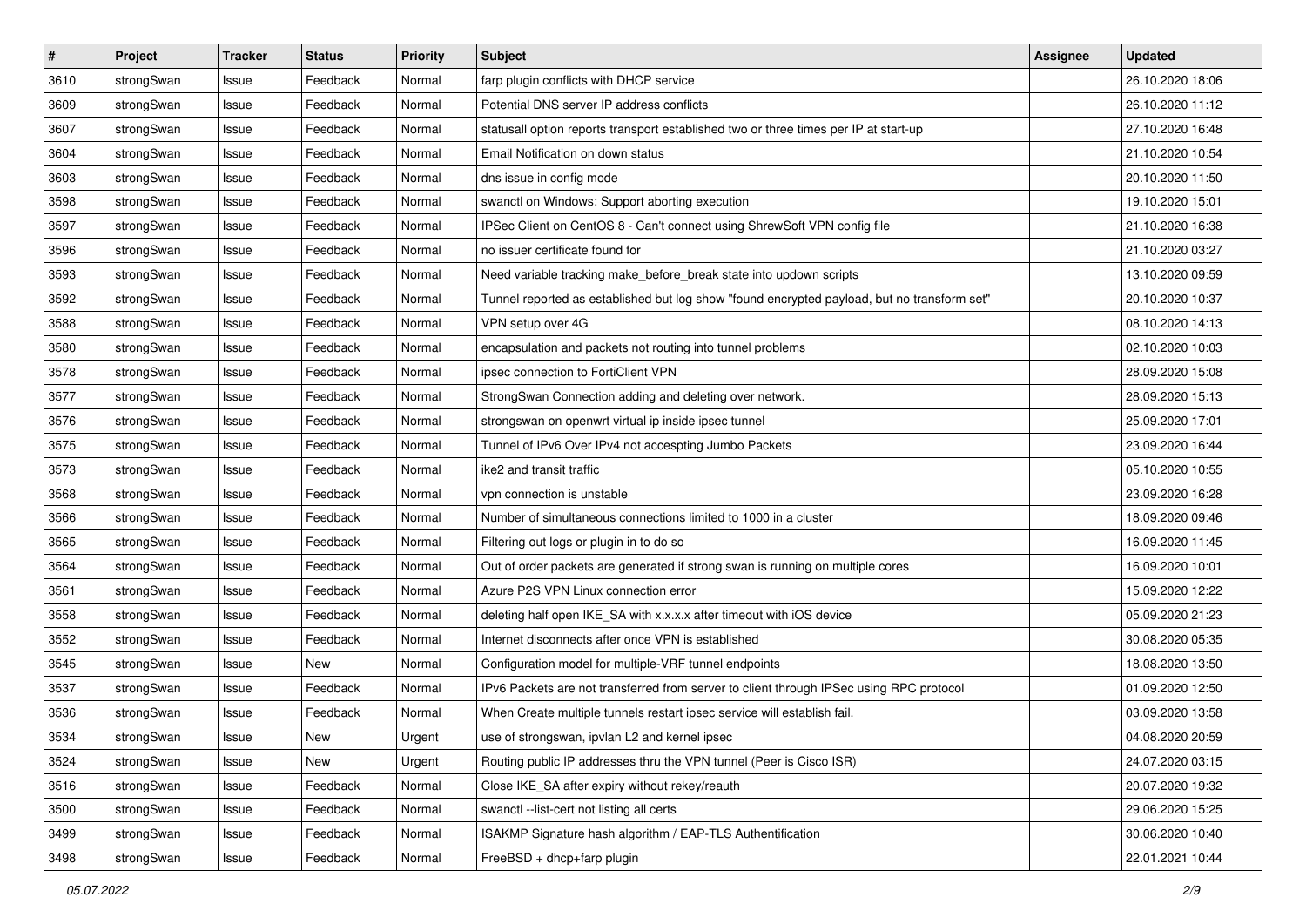| # | Project | Tracker | Status | Priority | Subject | Assignee | Updated |
|---|---|---|---|---|---|---|---|
| 3610 | strongSwan | Issue | Feedback | Normal | farp plugin conflicts with DHCP service | | 26.10.2020 18:06 |
| 3609 | strongSwan | Issue | Feedback | Normal | Potential DNS server IP address conflicts | | 26.10.2020 11:12 |
| 3607 | strongSwan | Issue | Feedback | Normal | statusall option reports transport established two or three times per IP at start-up | | 27.10.2020 16:48 |
| 3604 | strongSwan | Issue | Feedback | Normal | Email Notification on down status | | 21.10.2020 10:54 |
| 3603 | strongSwan | Issue | Feedback | Normal | dns issue in config mode | | 20.10.2020 11:50 |
| 3598 | strongSwan | Issue | Feedback | Normal | swanctl on Windows: Support aborting execution | | 19.10.2020 15:01 |
| 3597 | strongSwan | Issue | Feedback | Normal | IPSec Client on CentOS 8 - Can't connect using ShrewSoft VPN config file | | 21.10.2020 16:38 |
| 3596 | strongSwan | Issue | Feedback | Normal | no issuer certificate found for | | 21.10.2020 03:27 |
| 3593 | strongSwan | Issue | Feedback | Normal | Need variable tracking make_before_break state into updown scripts | | 13.10.2020 09:59 |
| 3592 | strongSwan | Issue | Feedback | Normal | Tunnel reported as established but log show "found encrypted payload, but no transform set" | | 20.10.2020 10:37 |
| 3588 | strongSwan | Issue | Feedback | Normal | VPN setup over 4G | | 08.10.2020 14:13 |
| 3580 | strongSwan | Issue | Feedback | Normal | encapsulation and packets not routing into tunnel problems | | 02.10.2020 10:03 |
| 3578 | strongSwan | Issue | Feedback | Normal | ipsec connection to FortiClient VPN | | 28.09.2020 15:08 |
| 3577 | strongSwan | Issue | Feedback | Normal | StrongSwan Connection adding and deleting over network. | | 28.09.2020 15:13 |
| 3576 | strongSwan | Issue | Feedback | Normal | strongswan on openwrt virtual ip inside ipsec tunnel | | 25.09.2020 17:01 |
| 3575 | strongSwan | Issue | Feedback | Normal | Tunnel of IPv6 Over IPv4 not accespting Jumbo Packets | | 23.09.2020 16:44 |
| 3573 | strongSwan | Issue | Feedback | Normal | ike2 and transit traffic | | 05.10.2020 10:55 |
| 3568 | strongSwan | Issue | Feedback | Normal | vpn connection is unstable | | 23.09.2020 16:28 |
| 3566 | strongSwan | Issue | Feedback | Normal | Number of simultaneous connections limited to 1000 in a cluster | | 18.09.2020 09:46 |
| 3565 | strongSwan | Issue | Feedback | Normal | Filtering out logs or plugin in to do so | | 16.09.2020 11:45 |
| 3564 | strongSwan | Issue | Feedback | Normal | Out of order packets are generated if strong swan is running on multiple cores | | 16.09.2020 10:01 |
| 3561 | strongSwan | Issue | Feedback | Normal | Azure P2S VPN Linux connection error | | 15.09.2020 12:22 |
| 3558 | strongSwan | Issue | Feedback | Normal | deleting half open IKE_SA with x.x.x.x after timeout with iOS device | | 05.09.2020 21:23 |
| 3552 | strongSwan | Issue | Feedback | Normal | Internet disconnects after once VPN is established | | 30.08.2020 05:35 |
| 3545 | strongSwan | Issue | New | Normal | Configuration model for multiple-VRF tunnel endpoints | | 18.08.2020 13:50 |
| 3537 | strongSwan | Issue | Feedback | Normal | IPv6 Packets are not transferred from server to client through IPSec using RPC protocol | | 01.09.2020 12:50 |
| 3536 | strongSwan | Issue | Feedback | Normal | When Create multiple tunnels restart ipsec service will establish fail. | | 03.09.2020 13:58 |
| 3534 | strongSwan | Issue | New | Urgent | use of strongswan, ipvlan L2 and kernel ipsec | | 04.08.2020 20:59 |
| 3524 | strongSwan | Issue | New | Urgent | Routing public IP addresses thru the VPN tunnel (Peer is Cisco ISR) | | 24.07.2020 03:15 |
| 3516 | strongSwan | Issue | Feedback | Normal | Close IKE_SA after expiry without rekey/reauth | | 20.07.2020 19:32 |
| 3500 | strongSwan | Issue | Feedback | Normal | swanctl --list-cert not listing all certs | | 29.06.2020 15:25 |
| 3499 | strongSwan | Issue | Feedback | Normal | ISAKMP Signature hash algorithm / EAP-TLS Authentification | | 30.06.2020 10:40 |
| 3498 | strongSwan | Issue | Feedback | Normal | FreeBSD + dhcp+farp plugin | | 22.01.2021 10:44 |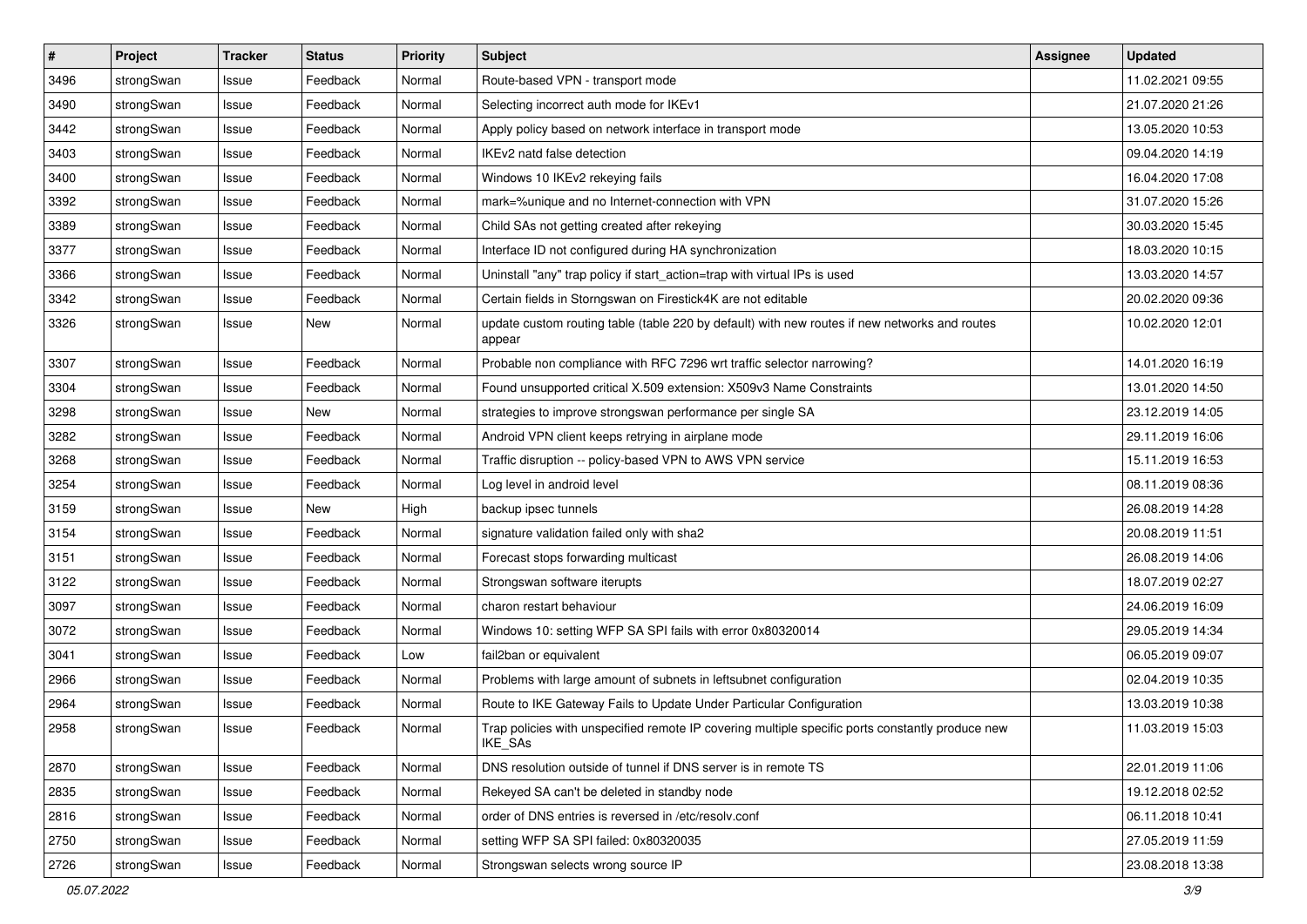| # | Project | Tracker | Status | Priority | Subject | Assignee | Updated |
| --- | --- | --- | --- | --- | --- | --- | --- |
| 3496 | strongSwan | Issue | Feedback | Normal | Route-based VPN - transport mode | | 11.02.2021 09:55 |
| 3490 | strongSwan | Issue | Feedback | Normal | Selecting incorrect auth mode for IKEv1 | | 21.07.2020 21:26 |
| 3442 | strongSwan | Issue | Feedback | Normal | Apply policy based on network interface in transport mode | | 13.05.2020 10:53 |
| 3403 | strongSwan | Issue | Feedback | Normal | IKEv2 natd false detection | | 09.04.2020 14:19 |
| 3400 | strongSwan | Issue | Feedback | Normal | Windows 10 IKEv2 rekeying fails | | 16.04.2020 17:08 |
| 3392 | strongSwan | Issue | Feedback | Normal | mark=%unique and no Internet-connection with VPN | | 31.07.2020 15:26 |
| 3389 | strongSwan | Issue | Feedback | Normal | Child SAs not getting created after rekeying | | 30.03.2020 15:45 |
| 3377 | strongSwan | Issue | Feedback | Normal | Interface ID not configured during HA synchronization | | 18.03.2020 10:15 |
| 3366 | strongSwan | Issue | Feedback | Normal | Uninstall "any" trap policy if start_action=trap with virtual IPs is used | | 13.03.2020 14:57 |
| 3342 | strongSwan | Issue | Feedback | Normal | Certain fields in Storngswan on Firestick4K are not editable | | 20.02.2020 09:36 |
| 3326 | strongSwan | Issue | New | Normal | update custom routing table (table 220 by default) with new routes if new networks and routes appear | | 10.02.2020 12:01 |
| 3307 | strongSwan | Issue | Feedback | Normal | Probable non compliance with RFC 7296 wrt traffic selector narrowing? | | 14.01.2020 16:19 |
| 3304 | strongSwan | Issue | Feedback | Normal | Found unsupported critical X.509 extension: X509v3 Name Constraints | | 13.01.2020 14:50 |
| 3298 | strongSwan | Issue | New | Normal | strategies to improve strongswan performance per single SA | | 23.12.2019 14:05 |
| 3282 | strongSwan | Issue | Feedback | Normal | Android VPN client keeps retrying in airplane mode | | 29.11.2019 16:06 |
| 3268 | strongSwan | Issue | Feedback | Normal | Traffic disruption -- policy-based VPN to AWS VPN service | | 15.11.2019 16:53 |
| 3254 | strongSwan | Issue | Feedback | Normal | Log level in android level | | 08.11.2019 08:36 |
| 3159 | strongSwan | Issue | New | High | backup ipsec tunnels | | 26.08.2019 14:28 |
| 3154 | strongSwan | Issue | Feedback | Normal | signature validation failed only with sha2 | | 20.08.2019 11:51 |
| 3151 | strongSwan | Issue | Feedback | Normal | Forecast stops forwarding multicast | | 26.08.2019 14:06 |
| 3122 | strongSwan | Issue | Feedback | Normal | Strongswan software iterupts | | 18.07.2019 02:27 |
| 3097 | strongSwan | Issue | Feedback | Normal | charon restart behaviour | | 24.06.2019 16:09 |
| 3072 | strongSwan | Issue | Feedback | Normal | Windows 10: setting WFP SA SPI fails with error 0x80320014 | | 29.05.2019 14:34 |
| 3041 | strongSwan | Issue | Feedback | Low | fail2ban or equivalent | | 06.05.2019 09:07 |
| 2966 | strongSwan | Issue | Feedback | Normal | Problems with large amount of subnets in leftsubnet configuration | | 02.04.2019 10:35 |
| 2964 | strongSwan | Issue | Feedback | Normal | Route to IKE Gateway Fails to Update Under Particular Configuration | | 13.03.2019 10:38 |
| 2958 | strongSwan | Issue | Feedback | Normal | Trap policies with unspecified remote IP covering multiple specific ports constantly produce new IKE_SAs | | 11.03.2019 15:03 |
| 2870 | strongSwan | Issue | Feedback | Normal | DNS resolution outside of tunnel if DNS server is in remote TS | | 22.01.2019 11:06 |
| 2835 | strongSwan | Issue | Feedback | Normal | Rekeyed SA can't be deleted in standby node | | 19.12.2018 02:52 |
| 2816 | strongSwan | Issue | Feedback | Normal | order of DNS entries is reversed in /etc/resolv.conf | | 06.11.2018 10:41 |
| 2750 | strongSwan | Issue | Feedback | Normal | setting WFP SA SPI failed: 0x80320035 | | 27.05.2019 11:59 |
| 2726 | strongSwan | Issue | Feedback | Normal | Strongswan selects wrong source IP | | 23.08.2018 13:38 |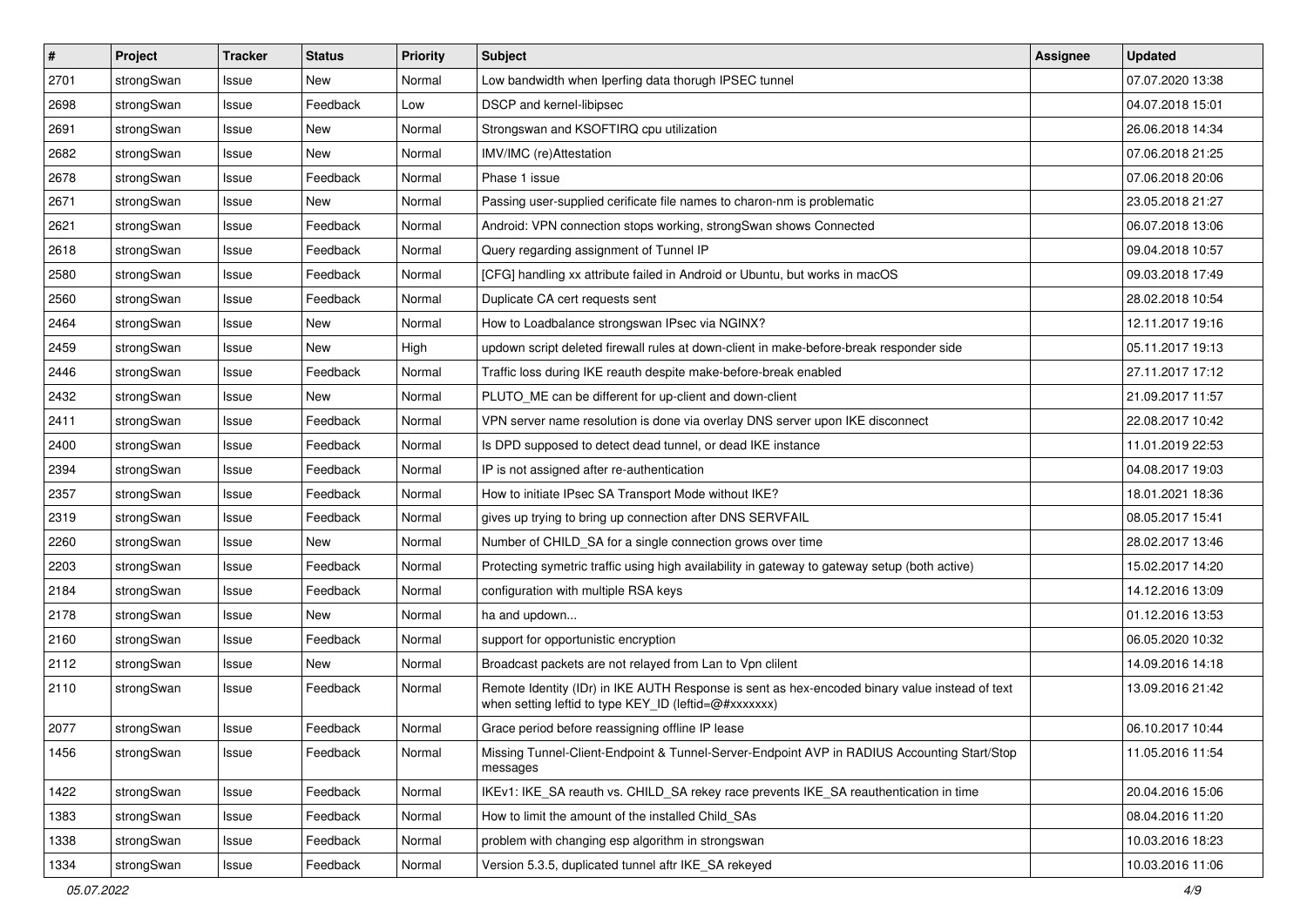| # | Project | Tracker | Status | Priority | Subject | Assignee | Updated |
|---|---|---|---|---|---|---|---|
| 2701 | strongSwan | Issue | New | Normal | Low bandwidth when Iperfing data thorugh IPSEC tunnel | | 07.07.2020 13:38 |
| 2698 | strongSwan | Issue | Feedback | Low | DSCP and kernel-libipsec | | 04.07.2018 15:01 |
| 2691 | strongSwan | Issue | New | Normal | Strongswan and KSOFTIRQ cpu utilization | | 26.06.2018 14:34 |
| 2682 | strongSwan | Issue | New | Normal | IMV/IMC (re)Attestation | | 07.06.2018 21:25 |
| 2678 | strongSwan | Issue | Feedback | Normal | Phase 1 issue | | 07.06.2018 20:06 |
| 2671 | strongSwan | Issue | New | Normal | Passing user-supplied cerificate file names to charon-nm is problematic | | 23.05.2018 21:27 |
| 2621 | strongSwan | Issue | Feedback | Normal | Android: VPN connection stops working, strongSwan shows Connected | | 06.07.2018 13:06 |
| 2618 | strongSwan | Issue | Feedback | Normal | Query regarding assignment of Tunnel IP | | 09.04.2018 10:57 |
| 2580 | strongSwan | Issue | Feedback | Normal | [CFG] handling xx attribute failed in Android or Ubuntu, but works in macOS | | 09.03.2018 17:49 |
| 2560 | strongSwan | Issue | Feedback | Normal | Duplicate CA cert requests sent | | 28.02.2018 10:54 |
| 2464 | strongSwan | Issue | New | Normal | How to Loadbalance strongswan IPsec via NGINX? | | 12.11.2017 19:16 |
| 2459 | strongSwan | Issue | New | High | updown script deleted firewall rules at down-client in make-before-break responder side | | 05.11.2017 19:13 |
| 2446 | strongSwan | Issue | Feedback | Normal | Traffic loss during IKE reauth despite make-before-break enabled | | 27.11.2017 17:12 |
| 2432 | strongSwan | Issue | New | Normal | PLUTO_ME can be different for up-client and down-client | | 21.09.2017 11:57 |
| 2411 | strongSwan | Issue | Feedback | Normal | VPN server name resolution is done via overlay DNS server upon IKE disconnect | | 22.08.2017 10:42 |
| 2400 | strongSwan | Issue | Feedback | Normal | Is DPD supposed to detect dead tunnel, or dead IKE instance | | 11.01.2019 22:53 |
| 2394 | strongSwan | Issue | Feedback | Normal | IP is not assigned after re-authentication | | 04.08.2017 19:03 |
| 2357 | strongSwan | Issue | Feedback | Normal | How to initiate IPsec SA Transport Mode without IKE? | | 18.01.2021 18:36 |
| 2319 | strongSwan | Issue | Feedback | Normal | gives up trying to bring up connection after DNS SERVFAIL | | 08.05.2017 15:41 |
| 2260 | strongSwan | Issue | New | Normal | Number of CHILD_SA for a single connection grows over time | | 28.02.2017 13:46 |
| 2203 | strongSwan | Issue | Feedback | Normal | Protecting symetric traffic using high availability in gateway to gateway setup (both active) | | 15.02.2017 14:20 |
| 2184 | strongSwan | Issue | Feedback | Normal | configuration with multiple RSA keys | | 14.12.2016 13:09 |
| 2178 | strongSwan | Issue | New | Normal | ha and updown... | | 01.12.2016 13:53 |
| 2160 | strongSwan | Issue | Feedback | Normal | support for opportunistic encryption | | 06.05.2020 10:32 |
| 2112 | strongSwan | Issue | New | Normal | Broadcast packets are not relayed from Lan to Vpn clilent | | 14.09.2016 14:18 |
| 2110 | strongSwan | Issue | Feedback | Normal | Remote Identity (IDr) in IKE AUTH Response is sent as hex-encoded binary value instead of text when setting leftid to type KEY_ID (leftid=@#xxxxxxx) | | 13.09.2016 21:42 |
| 2077 | strongSwan | Issue | Feedback | Normal | Grace period before reassigning offline IP lease | | 06.10.2017 10:44 |
| 1456 | strongSwan | Issue | Feedback | Normal | Missing Tunnel-Client-Endpoint & Tunnel-Server-Endpoint AVP in RADIUS Accounting Start/Stop messages | | 11.05.2016 11:54 |
| 1422 | strongSwan | Issue | Feedback | Normal | IKEv1: IKE_SA reauth vs. CHILD_SA rekey race prevents IKE_SA reauthentication in time | | 20.04.2016 15:06 |
| 1383 | strongSwan | Issue | Feedback | Normal | How to limit the amount of the installed Child_SAs | | 08.04.2016 11:20 |
| 1338 | strongSwan | Issue | Feedback | Normal | problem with changing esp algorithm in strongswan | | 10.03.2016 18:23 |
| 1334 | strongSwan | Issue | Feedback | Normal | Version 5.3.5, duplicated tunnel aftr IKE_SA rekeyed | | 10.03.2016 11:06 |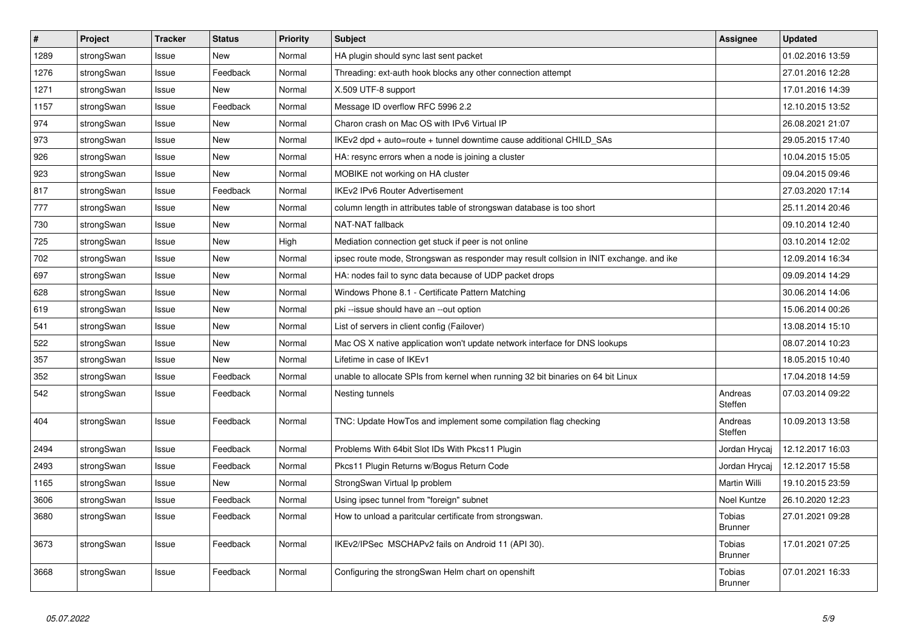| # | Project | Tracker | Status | Priority | Subject | Assignee | Updated |
|---|---|---|---|---|---|---|---|
| 1289 | strongSwan | Issue | New | Normal | HA plugin should sync last sent packet | | 01.02.2016 13:59 |
| 1276 | strongSwan | Issue | Feedback | Normal | Threading: ext-auth hook blocks any other connection attempt | | 27.01.2016 12:28 |
| 1271 | strongSwan | Issue | New | Normal | X.509 UTF-8 support | | 17.01.2016 14:39 |
| 1157 | strongSwan | Issue | Feedback | Normal | Message ID overflow RFC 5996 2.2 | | 12.10.2015 13:52 |
| 974 | strongSwan | Issue | New | Normal | Charon crash on Mac OS with IPv6 Virtual IP | | 26.08.2021 21:07 |
| 973 | strongSwan | Issue | New | Normal | IKEv2 dpd + auto=route + tunnel downtime cause additional CHILD_SAs | | 29.05.2015 17:40 |
| 926 | strongSwan | Issue | New | Normal | HA: resync errors when a node is joining a cluster | | 10.04.2015 15:05 |
| 923 | strongSwan | Issue | New | Normal | MOBIKE not working on HA cluster | | 09.04.2015 09:46 |
| 817 | strongSwan | Issue | Feedback | Normal | IKEv2 IPv6 Router Advertisement | | 27.03.2020 17:14 |
| 777 | strongSwan | Issue | New | Normal | column length in attributes table of strongswan database is too short | | 25.11.2014 20:46 |
| 730 | strongSwan | Issue | New | Normal | NAT-NAT fallback | | 09.10.2014 12:40 |
| 725 | strongSwan | Issue | New | High | Mediation connection get stuck if peer is not online | | 03.10.2014 12:02 |
| 702 | strongSwan | Issue | New | Normal | ipsec route mode, Strongswan as responder may result collsion in INIT exchange. and ike | | 12.09.2014 16:34 |
| 697 | strongSwan | Issue | New | Normal | HA: nodes fail to sync data because of UDP packet drops | | 09.09.2014 14:29 |
| 628 | strongSwan | Issue | New | Normal | Windows Phone 8.1 - Certificate Pattern Matching | | 30.06.2014 14:06 |
| 619 | strongSwan | Issue | New | Normal | pki --issue should have an --out option | | 15.06.2014 00:26 |
| 541 | strongSwan | Issue | New | Normal | List of servers in client config (Failover) | | 13.08.2014 15:10 |
| 522 | strongSwan | Issue | New | Normal | Mac OS X native application won't update network interface for DNS lookups | | 08.07.2014 10:23 |
| 357 | strongSwan | Issue | New | Normal | Lifetime in case of IKEv1 | | 18.05.2015 10:40 |
| 352 | strongSwan | Issue | Feedback | Normal | unable to allocate SPIs from kernel when running 32 bit binaries on 64 bit Linux | | 17.04.2018 14:59 |
| 542 | strongSwan | Issue | Feedback | Normal | Nesting tunnels | Andreas Steffen | 07.03.2014 09:22 |
| 404 | strongSwan | Issue | Feedback | Normal | TNC: Update HowTos and implement some compilation flag checking | Andreas Steffen | 10.09.2013 13:58 |
| 2494 | strongSwan | Issue | Feedback | Normal | Problems With 64bit Slot IDs With Pkcs11 Plugin | Jordan Hrycaj | 12.12.2017 16:03 |
| 2493 | strongSwan | Issue | Feedback | Normal | Pkcs11 Plugin Returns w/Bogus Return Code | Jordan Hrycaj | 12.12.2017 15:58 |
| 1165 | strongSwan | Issue | New | Normal | StrongSwan Virtual Ip problem | Martin Willi | 19.10.2015 23:59 |
| 3606 | strongSwan | Issue | Feedback | Normal | Using ipsec tunnel from "foreign" subnet | Noel Kuntze | 26.10.2020 12:23 |
| 3680 | strongSwan | Issue | Feedback | Normal | How to unload a paritcular certificate from strongswan. | Tobias Brunner | 27.01.2021 09:28 |
| 3673 | strongSwan | Issue | Feedback | Normal | IKEv2/IPSec MSCHAPv2 fails on Android 11 (API 30). | Tobias Brunner | 17.01.2021 07:25 |
| 3668 | strongSwan | Issue | Feedback | Normal | Configuring the strongSwan Helm chart on openshift | Tobias Brunner | 07.01.2021 16:33 |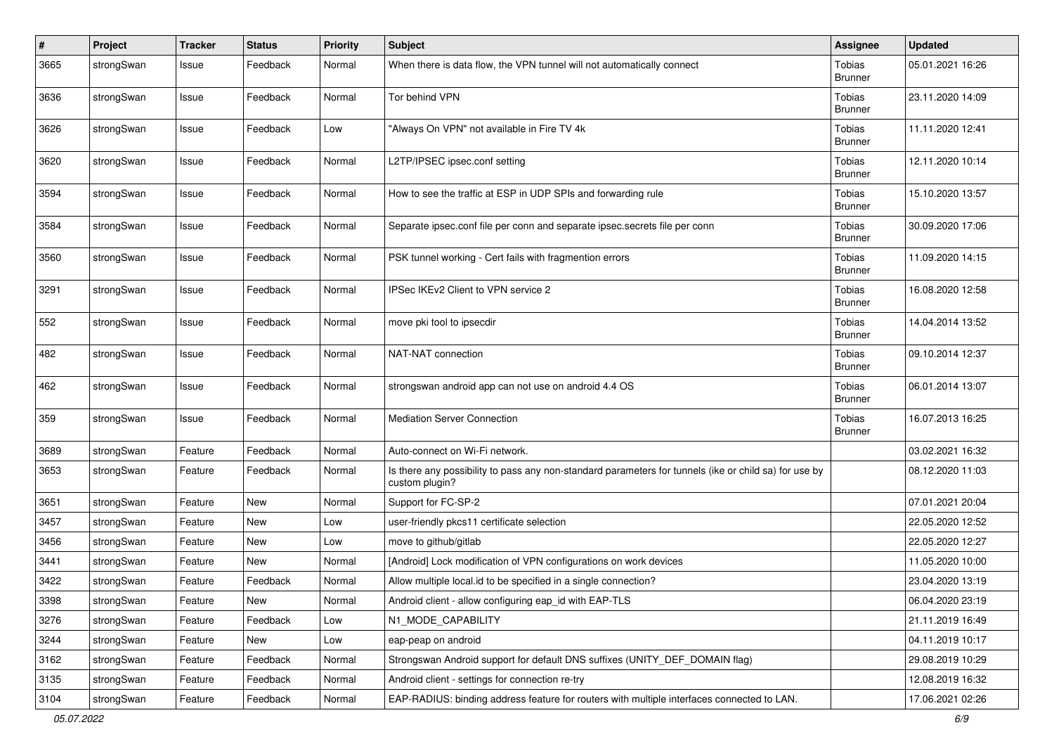| # | Project | Tracker | Status | Priority | Subject | Assignee | Updated |
|---|---|---|---|---|---|---|---|
| 3665 | strongSwan | Issue | Feedback | Normal | When there is data flow, the VPN tunnel will not automatically connect | Tobias Brunner | 05.01.2021 16:26 |
| 3636 | strongSwan | Issue | Feedback | Normal | Tor behind VPN | Tobias Brunner | 23.11.2020 14:09 |
| 3626 | strongSwan | Issue | Feedback | Low | "Always On VPN" not available in Fire TV 4k | Tobias Brunner | 11.11.2020 12:41 |
| 3620 | strongSwan | Issue | Feedback | Normal | L2TP/IPSEC ipsec.conf setting | Tobias Brunner | 12.11.2020 10:14 |
| 3594 | strongSwan | Issue | Feedback | Normal | How to see the traffic at ESP in UDP SPIs and forwarding rule | Tobias Brunner | 15.10.2020 13:57 |
| 3584 | strongSwan | Issue | Feedback | Normal | Separate ipsec.conf file per conn and separate ipsec.secrets file per conn | Tobias Brunner | 30.09.2020 17:06 |
| 3560 | strongSwan | Issue | Feedback | Normal | PSK tunnel working - Cert fails with fragmention errors | Tobias Brunner | 11.09.2020 14:15 |
| 3291 | strongSwan | Issue | Feedback | Normal | IPSec IKEv2 Client to VPN service 2 | Tobias Brunner | 16.08.2020 12:58 |
| 552 | strongSwan | Issue | Feedback | Normal | move pki tool to ipsecdir | Tobias Brunner | 14.04.2014 13:52 |
| 482 | strongSwan | Issue | Feedback | Normal | NAT-NAT connection | Tobias Brunner | 09.10.2014 12:37 |
| 462 | strongSwan | Issue | Feedback | Normal | strongswan android app can not use on android 4.4 OS | Tobias Brunner | 06.01.2014 13:07 |
| 359 | strongSwan | Issue | Feedback | Normal | Mediation Server Connection | Tobias Brunner | 16.07.2013 16:25 |
| 3689 | strongSwan | Feature | Feedback | Normal | Auto-connect on Wi-Fi network. | | 03.02.2021 16:32 |
| 3653 | strongSwan | Feature | Feedback | Normal | Is there any possibility to pass any non-standard parameters for tunnels (ike or child sa) for use by custom plugin? | | 08.12.2020 11:03 |
| 3651 | strongSwan | Feature | New | Normal | Support for FC-SP-2 | | 07.01.2021 20:04 |
| 3457 | strongSwan | Feature | New | Low | user-friendly pkcs11 certificate selection | | 22.05.2020 12:52 |
| 3456 | strongSwan | Feature | New | Low | move to github/gitlab | | 22.05.2020 12:27 |
| 3441 | strongSwan | Feature | New | Normal | [Android] Lock modification of VPN configurations on work devices | | 11.05.2020 10:00 |
| 3422 | strongSwan | Feature | Feedback | Normal | Allow multiple local.id to be specified in a single connection? | | 23.04.2020 13:19 |
| 3398 | strongSwan | Feature | New | Normal | Android client - allow configuring eap_id with EAP-TLS | | 06.04.2020 23:19 |
| 3276 | strongSwan | Feature | Feedback | Low | N1_MODE_CAPABILITY | | 21.11.2019 16:49 |
| 3244 | strongSwan | Feature | New | Low | eap-peap on android | | 04.11.2019 10:17 |
| 3162 | strongSwan | Feature | Feedback | Normal | Strongswan Android support for default DNS suffixes (UNITY_DEF_DOMAIN flag) | | 29.08.2019 10:29 |
| 3135 | strongSwan | Feature | Feedback | Normal | Android client - settings for connection re-try | | 12.08.2019 16:32 |
| 3104 | strongSwan | Feature | Feedback | Normal | EAP-RADIUS: binding address feature for routers with multiple interfaces connected to LAN. | | 17.06.2021 02:26 |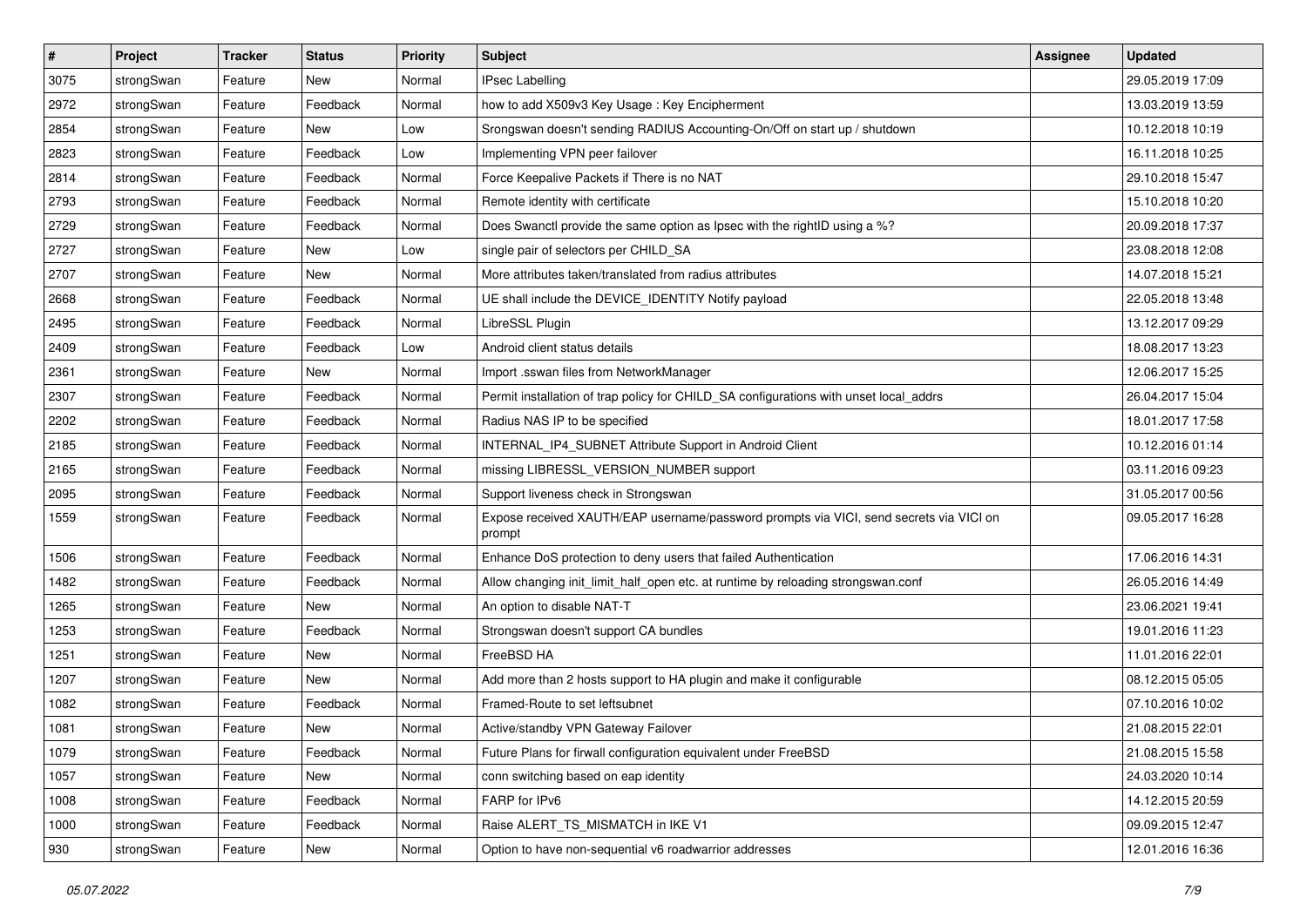| # | Project | Tracker | Status | Priority | Subject | Assignee | Updated |
|---|---|---|---|---|---|---|---|
| 3075 | strongSwan | Feature | New | Normal | IPsec Labelling | | 29.05.2019 17:09 |
| 2972 | strongSwan | Feature | Feedback | Normal | how to add X509v3 Key Usage : Key Encipherment | | 13.03.2019 13:59 |
| 2854 | strongSwan | Feature | New | Low | Srongswan doesn't sending RADIUS Accounting-On/Off on start up / shutdown | | 10.12.2018 10:19 |
| 2823 | strongSwan | Feature | Feedback | Low | Implementing VPN peer failover | | 16.11.2018 10:25 |
| 2814 | strongSwan | Feature | Feedback | Normal | Force Keepalive Packets if There is no NAT | | 29.10.2018 15:47 |
| 2793 | strongSwan | Feature | Feedback | Normal | Remote identity with certificate | | 15.10.2018 10:20 |
| 2729 | strongSwan | Feature | Feedback | Normal | Does Swanctl provide the same option as Ipsec with the rightID using a %? | | 20.09.2018 17:37 |
| 2727 | strongSwan | Feature | New | Low | single pair of selectors per CHILD_SA | | 23.08.2018 12:08 |
| 2707 | strongSwan | Feature | New | Normal | More attributes taken/translated from radius attributes | | 14.07.2018 15:21 |
| 2668 | strongSwan | Feature | Feedback | Normal | UE shall include the DEVICE_IDENTITY Notify payload | | 22.05.2018 13:48 |
| 2495 | strongSwan | Feature | Feedback | Normal | LibreSSL Plugin | | 13.12.2017 09:29 |
| 2409 | strongSwan | Feature | Feedback | Low | Android client status details | | 18.08.2017 13:23 |
| 2361 | strongSwan | Feature | New | Normal | Import .sswan files from NetworkManager | | 12.06.2017 15:25 |
| 2307 | strongSwan | Feature | Feedback | Normal | Permit installation of trap policy for CHILD_SA configurations with unset local_addrs | | 26.04.2017 15:04 |
| 2202 | strongSwan | Feature | Feedback | Normal | Radius NAS IP to be specified | | 18.01.2017 17:58 |
| 2185 | strongSwan | Feature | Feedback | Normal | INTERNAL_IP4_SUBNET Attribute Support in Android Client | | 10.12.2016 01:14 |
| 2165 | strongSwan | Feature | Feedback | Normal | missing LIBRESSL_VERSION_NUMBER support | | 03.11.2016 09:23 |
| 2095 | strongSwan | Feature | Feedback | Normal | Support liveness check in Strongswan | | 31.05.2017 00:56 |
| 1559 | strongSwan | Feature | Feedback | Normal | Expose received XAUTH/EAP username/password prompts via VICI, send secrets via VICI on prompt | | 09.05.2017 16:28 |
| 1506 | strongSwan | Feature | Feedback | Normal | Enhance DoS protection to deny users that failed Authentication | | 17.06.2016 14:31 |
| 1482 | strongSwan | Feature | Feedback | Normal | Allow changing init_limit_half_open etc. at runtime by reloading strongswan.conf | | 26.05.2016 14:49 |
| 1265 | strongSwan | Feature | New | Normal | An option to disable NAT-T | | 23.06.2021 19:41 |
| 1253 | strongSwan | Feature | Feedback | Normal | Strongswan doesn't support CA bundles | | 19.01.2016 11:23 |
| 1251 | strongSwan | Feature | New | Normal | FreeBSD HA | | 11.01.2016 22:01 |
| 1207 | strongSwan | Feature | New | Normal | Add more than 2 hosts support to HA plugin and make it configurable | | 08.12.2015 05:05 |
| 1082 | strongSwan | Feature | Feedback | Normal | Framed-Route to set leftsubnet | | 07.10.2016 10:02 |
| 1081 | strongSwan | Feature | New | Normal | Active/standby VPN Gateway Failover | | 21.08.2015 22:01 |
| 1079 | strongSwan | Feature | Feedback | Normal | Future Plans for firwall configuration equivalent under FreeBSD | | 21.08.2015 15:58 |
| 1057 | strongSwan | Feature | New | Normal | conn switching based on eap identity | | 24.03.2020 10:14 |
| 1008 | strongSwan | Feature | Feedback | Normal | FARP for IPv6 | | 14.12.2015 20:59 |
| 1000 | strongSwan | Feature | Feedback | Normal | Raise ALERT_TS_MISMATCH in IKE V1 | | 09.09.2015 12:47 |
| 930 | strongSwan | Feature | New | Normal | Option to have non-sequential v6 roadwarrior addresses | | 12.01.2016 16:36 |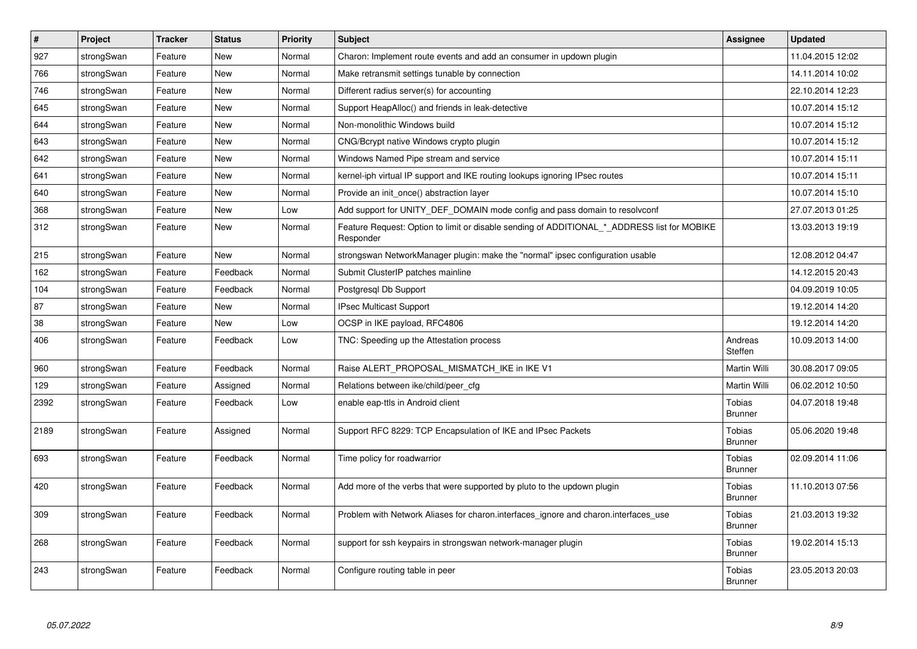| # | Project | Tracker | Status | Priority | Subject | Assignee | Updated |
|---|---|---|---|---|---|---|---|
| 927 | strongSwan | Feature | New | Normal | Charon: Implement route events and add an consumer in updown plugin | | 11.04.2015 12:02 |
| 766 | strongSwan | Feature | New | Normal | Make retransmit settings tunable by connection | | 14.11.2014 10:02 |
| 746 | strongSwan | Feature | New | Normal | Different radius server(s) for accounting | | 22.10.2014 12:23 |
| 645 | strongSwan | Feature | New | Normal | Support HeapAlloc() and friends in leak-detective | | 10.07.2014 15:12 |
| 644 | strongSwan | Feature | New | Normal | Non-monolithic Windows build | | 10.07.2014 15:12 |
| 643 | strongSwan | Feature | New | Normal | CNG/Bcrypt native Windows crypto plugin | | 10.07.2014 15:12 |
| 642 | strongSwan | Feature | New | Normal | Windows Named Pipe stream and service | | 10.07.2014 15:11 |
| 641 | strongSwan | Feature | New | Normal | kernel-iph virtual IP support and IKE routing lookups ignoring IPsec routes | | 10.07.2014 15:11 |
| 640 | strongSwan | Feature | New | Normal | Provide an init_once() abstraction layer | | 10.07.2014 15:10 |
| 368 | strongSwan | Feature | New | Low | Add support for UNITY_DEF_DOMAIN mode config and pass domain to resolvconf | | 27.07.2013 01:25 |
| 312 | strongSwan | Feature | New | Normal | Feature Request: Option to limit or disable sending of ADDITIONAL_*_ADDRESS list for MOBIKE Responder | | 13.03.2013 19:19 |
| 215 | strongSwan | Feature | New | Normal | strongswan NetworkManager plugin: make the "normal" ipsec configuration usable | | 12.08.2012 04:47 |
| 162 | strongSwan | Feature | Feedback | Normal | Submit ClusterIP patches mainline | | 14.12.2015 20:43 |
| 104 | strongSwan | Feature | Feedback | Normal | Postgresql Db Support | | 04.09.2019 10:05 |
| 87 | strongSwan | Feature | New | Normal | IPsec Multicast Support | | 19.12.2014 14:20 |
| 38 | strongSwan | Feature | New | Low | OCSP in IKE payload, RFC4806 | | 19.12.2014 14:20 |
| 406 | strongSwan | Feature | Feedback | Low | TNC: Speeding up the Attestation process | Andreas Steffen | 10.09.2013 14:00 |
| 960 | strongSwan | Feature | Feedback | Normal | Raise ALERT_PROPOSAL_MISMATCH_IKE in IKE V1 | Martin Willi | 30.08.2017 09:05 |
| 129 | strongSwan | Feature | Assigned | Normal | Relations between ike/child/peer_cfg | Martin Willi | 06.02.2012 10:50 |
| 2392 | strongSwan | Feature | Feedback | Low | enable eap-ttls in Android client | Tobias Brunner | 04.07.2018 19:48 |
| 2189 | strongSwan | Feature | Assigned | Normal | Support RFC 8229: TCP Encapsulation of IKE and IPsec Packets | Tobias Brunner | 05.06.2020 19:48 |
| 693 | strongSwan | Feature | Feedback | Normal | Time policy for roadwarrior | Tobias Brunner | 02.09.2014 11:06 |
| 420 | strongSwan | Feature | Feedback | Normal | Add more of the verbs that were supported by pluto to the updown plugin | Tobias Brunner | 11.10.2013 07:56 |
| 309 | strongSwan | Feature | Feedback | Normal | Problem with Network Aliases for charon.interfaces_ignore and charon.interfaces_use | Tobias Brunner | 21.03.2013 19:32 |
| 268 | strongSwan | Feature | Feedback | Normal | support for ssh keypairs in strongswan network-manager plugin | Tobias Brunner | 19.02.2014 15:13 |
| 243 | strongSwan | Feature | Feedback | Normal | Configure routing table in peer | Tobias Brunner | 23.05.2013 20:03 |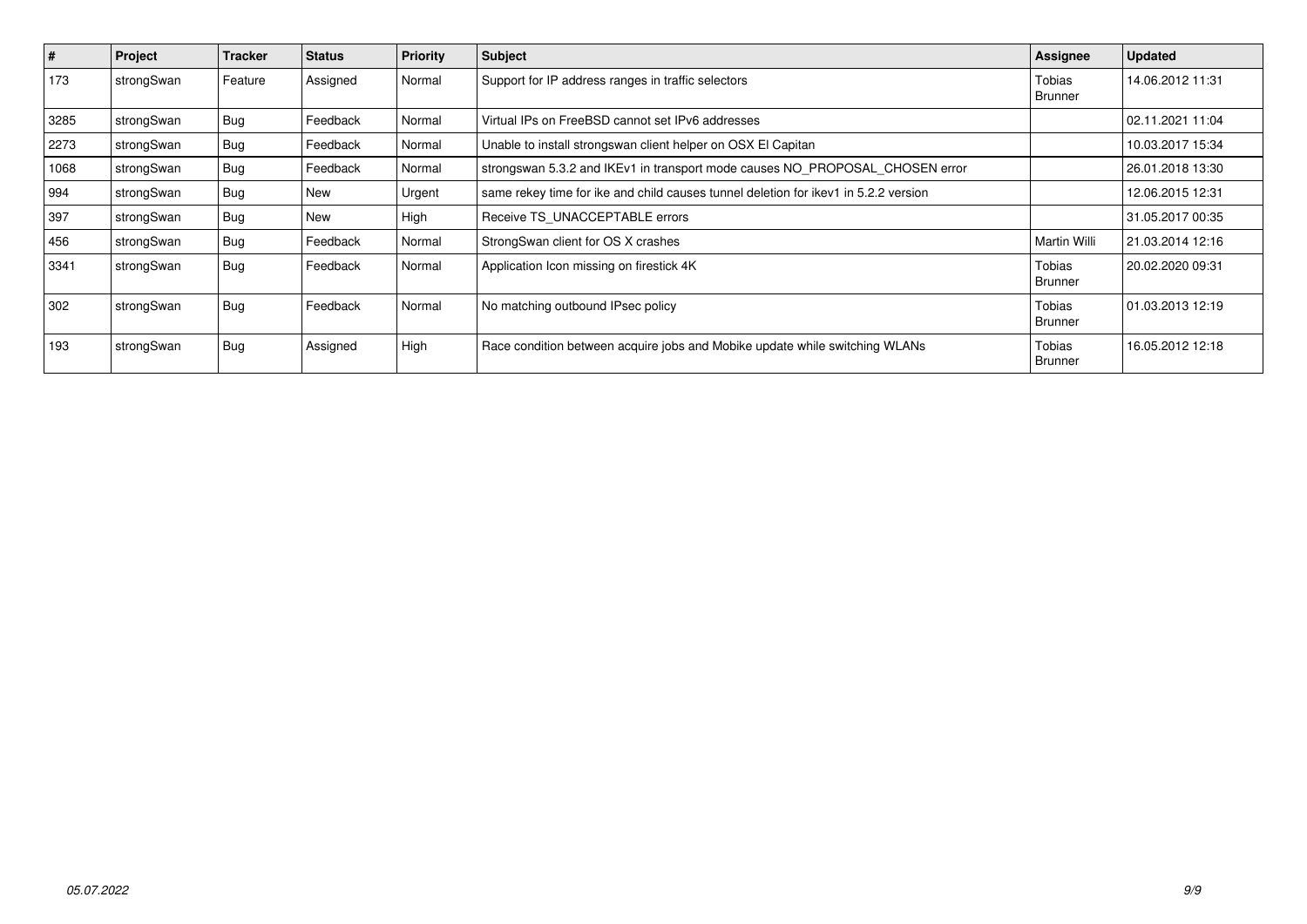| # | Project | Tracker | Status | Priority | Subject | Assignee | Updated |
|---|---|---|---|---|---|---|---|
| 173 | strongSwan | Feature | Assigned | Normal | Support for IP address ranges in traffic selectors | Tobias Brunner | 14.06.2012 11:31 |
| 3285 | strongSwan | Bug | Feedback | Normal | Virtual IPs on FreeBSD cannot set IPv6 addresses | | 02.11.2021 11:04 |
| 2273 | strongSwan | Bug | Feedback | Normal | Unable to install strongswan client helper on OSX El Capitan | | 10.03.2017 15:34 |
| 1068 | strongSwan | Bug | Feedback | Normal | strongswan 5.3.2 and IKEv1 in transport mode causes NO_PROPOSAL_CHOSEN error | | 26.01.2018 13:30 |
| 994 | strongSwan | Bug | New | Urgent | same rekey time for ike and child causes tunnel deletion for ikev1 in 5.2.2 version | | 12.06.2015 12:31 |
| 397 | strongSwan | Bug | New | High | Receive TS_UNACCEPTABLE errors | | 31.05.2017 00:35 |
| 456 | strongSwan | Bug | Feedback | Normal | StrongSwan client for OS X crashes | Martin Willi | 21.03.2014 12:16 |
| 3341 | strongSwan | Bug | Feedback | Normal | Application Icon missing on firestick 4K | Tobias Brunner | 20.02.2020 09:31 |
| 302 | strongSwan | Bug | Feedback | Normal | No matching outbound IPsec policy | Tobias Brunner | 01.03.2013 12:19 |
| 193 | strongSwan | Bug | Assigned | High | Race condition between acquire jobs and Mobike update while switching WLANs | Tobias Brunner | 16.05.2012 12:18 |

*05.07.2022*